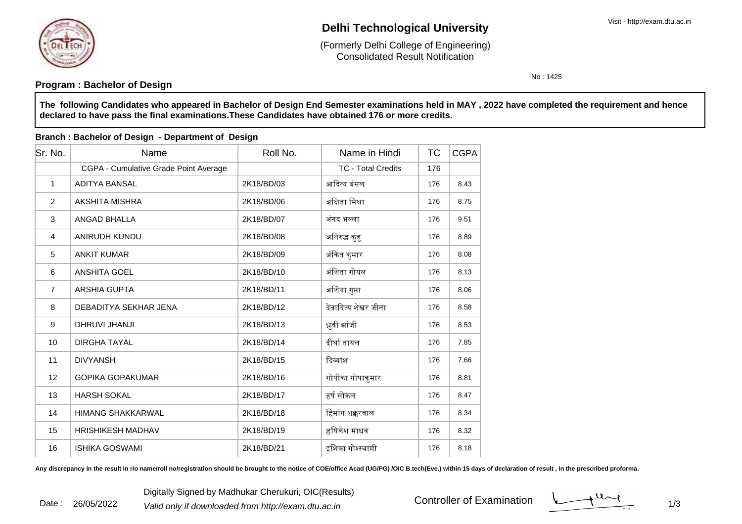# Delhi Technological University

(Formerly Delhi College of Engineering)
Consolidated Result Notification

Visit - http://exam.dtu.ac.in

No : 1425

## Program : Bachelor of Design

**The following Candidates who appeared in Bachelor of Design End Semester examinations held in MAY , 2022 have completed the requirement and hence declared to have pass the final examinations.These Candidates have obtained 176 or more credits.**

### Branch : Bachelor of Design - Department of Design

| Sr. No. | Name | Roll No. | Name in Hindi | TC | CGPA |
|---|---|---|---|---|---|
| | CGPA - Cumulative Grade Point Average | | TC - Total Credits | 176 | |
| 1 | ADITYA BANSAL | 2K18/BD/03 | आदित्य बंसल | 176 | 8.43 |
| 2 | AKSHITA MISHRA | 2K18/BD/06 | अक्षिता मिश्रा | 176 | 8.75 |
| 3 | ANGAD BHALLA | 2K18/BD/07 | अंगद भल्ला | 176 | 9.51 |
| 4 | ANIRUDH KUNDU | 2K18/BD/08 | अनिरुद्ध कुंडू | 176 | 8.89 |
| 5 | ANKIT KUMAR | 2K18/BD/09 | अंकित कुमार | 176 | 8.08 |
| 6 | ANSHITA GOEL | 2K18/BD/10 | अंशिता गोयल | 176 | 8.13 |
| 7 | ARSHIA GUPTA | 2K18/BD/11 | अर्शिया गुप्ता | 176 | 8.06 |
| 8 | DEBADITYA SEKHAR JENA | 2K18/BD/12 | देबादित्य शेखर जीना | 176 | 8.58 |
| 9 | DHRUVI JHANJI | 2K18/BD/13 | ध्रुवी झांजी | 176 | 8.53 |
| 10 | DIRGHA TAYAL | 2K18/BD/14 | दीर्घा तायल | 176 | 7.85 |
| 11 | DIVYANSH | 2K18/BD/15 | दिव्यांश | 176 | 7.66 |
| 12 | GOPIKA GOPAKUMAR | 2K18/BD/16 | गोपीका गोपाकुमार | 176 | 8.81 |
| 13 | HARSH SOKAL | 2K18/BD/17 | हर्ष सोकल | 176 | 8.47 |
| 14 | HIMANG SHAKKARWAL | 2K18/BD/18 | हिमांग शक्करवाल | 176 | 8.34 |
| 15 | HRISHIKESH MADHAV | 2K18/BD/19 | हृषिकेश माधव | 176 | 8.32 |
| 16 | ISHIKA GOSWAMI | 2K18/BD/21 | इशिका गोश्स्वामी | 176 | 8.18 |

**Any discrepancy in the result in r/o name/roll no/registration should be brought to the notice of COE/office Acad (UG/PG) /OIC B.tech(Eve.) within 15 days of declaration of result , in the prescribed proforma.**

Date : 26/05/2022

Digitally Signed by Madhukar Cherukuri, OIC(Results)

*Valid only if downloaded from http://exam.dtu.ac.in*

Controller of Examination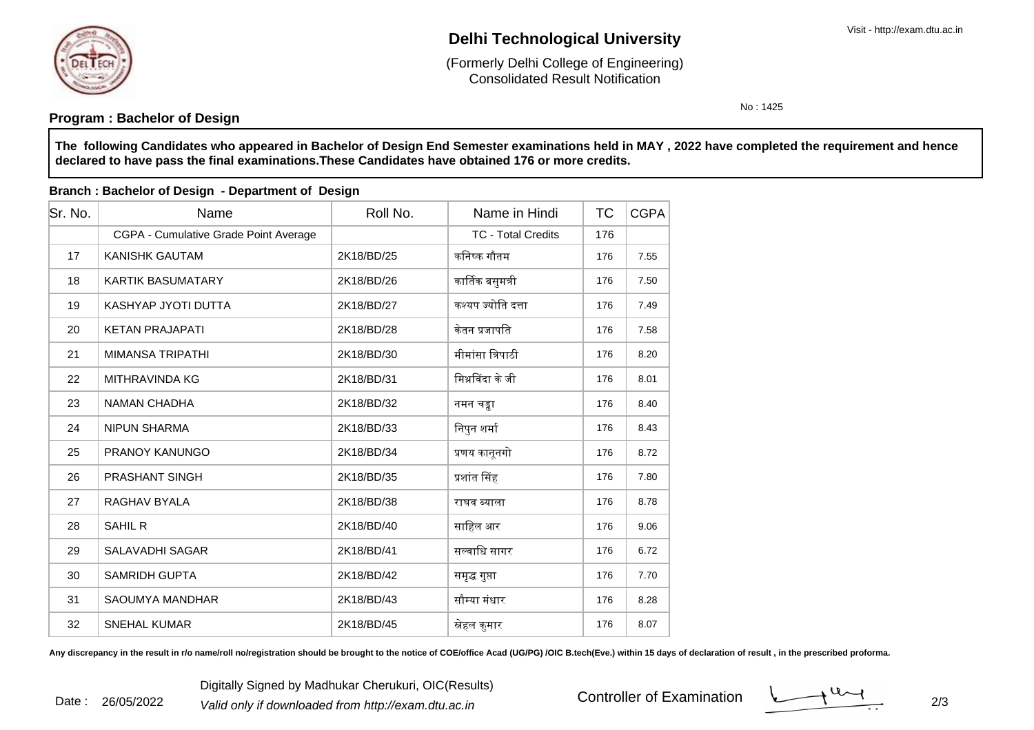# Delhi Technological University

(Formerly Delhi College of Engineering)
Consolidated Result Notification

No : 1425

**Program : Bachelor of Design**

**The following Candidates who appeared in Bachelor of Design End Semester examinations held in MAY , 2022 have completed the requirement and hence declared to have pass the final examinations.These Candidates have obtained 176 or more credits.**

**Branch : Bachelor of Design - Department of Design**

| Sr. No. | Name | Roll No. | Name in Hindi | TC | CGPA |
|---|---|---|---|---|---|
| | CGPA - Cumulative Grade Point Average | | TC - Total Credits | 176 | |
| 17 | KANISHK GAUTAM | 2K18/BD/25 | कनिष्क गौतम | 176 | 7.55 |
| 18 | KARTIK BASUMATARY | 2K18/BD/26 | कार्तिक बसुमत्री | 176 | 7.50 |
| 19 | KASHYAP JYOTI DUTTA | 2K18/BD/27 | कश्यप ज्योति दत्ता | 176 | 7.49 |
| 20 | KETAN PRAJAPATI | 2K18/BD/28 | केतन प्रजापति | 176 | 7.58 |
| 21 | MIMANSA TRIPATHI | 2K18/BD/30 | मीमांसा त्रिपाठी | 176 | 8.20 |
| 22 | MITHRAVINDA KG | 2K18/BD/31 | मिश्रविंदा के जी | 176 | 8.01 |
| 23 | NAMAN CHADHA | 2K18/BD/32 | नमन चड्ढा | 176 | 8.40 |
| 24 | NIPUN SHARMA | 2K18/BD/33 | निपुन शर्मा | 176 | 8.43 |
| 25 | PRANOY KANUNGO | 2K18/BD/34 | प्रणय कानूनगो | 176 | 8.72 |
| 26 | PRASHANT SINGH | 2K18/BD/35 | प्रशांत सिंह | 176 | 7.80 |
| 27 | RAGHAV BYALA | 2K18/BD/38 | राघव ब्याला | 176 | 8.78 |
| 28 | SAHIL R | 2K18/BD/40 | साहिल आर | 176 | 9.06 |
| 29 | SALAVADHI SAGAR | 2K18/BD/41 | सल्वाधि सागर | 176 | 6.72 |
| 30 | SAMRIDH GUPTA | 2K18/BD/42 | समृद्ध गुप्ता | 176 | 7.70 |
| 31 | SAOUMYA MANDHAR | 2K18/BD/43 | सौम्या मंधार | 176 | 8.28 |
| 32 | SNEHAL KUMAR | 2K18/BD/45 | स्नेहल कुमार | 176 | 8.07 |

**Any discrepancy in the result in r/o name/roll no/registration should be brought to the notice of COE/office Acad (UG/PG) /OIC B.tech(Eve.) within 15 days of declaration of result , in the prescribed proforma.**

Date : 26/05/2022

Digitally Signed by Madhukar Cherukuri, OIC(Results)

*Valid only if downloaded from http://exam.dtu.ac.in*

Controller of Examination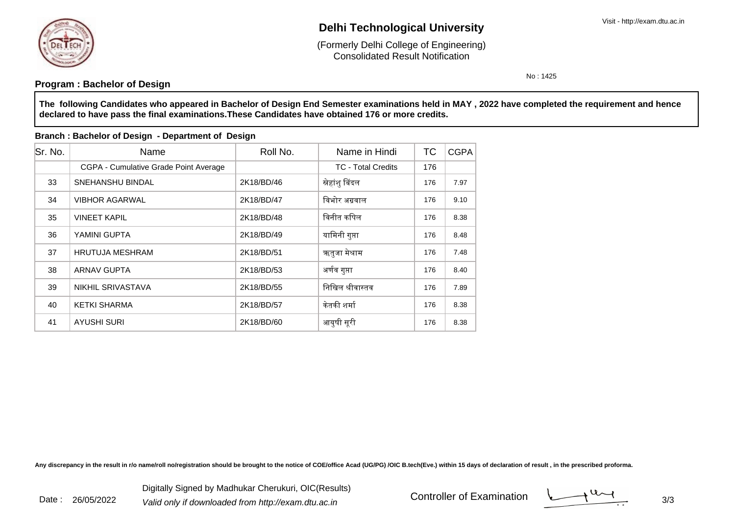# Delhi Technological University

(Formerly Delhi College of Engineering)
Consolidated Result Notification

No : 1425

**Program : Bachelor of Design**

**The following Candidates who appeared in Bachelor of Design End Semester examinations held in MAY , 2022 have completed the requirement and hence declared to have pass the final examinations.These Candidates have obtained 176 or more credits.**

**Branch : Bachelor of Design - Department of Design**

| Sr. No. | Name | Roll No. | Name in Hindi | TC | CGPA |
|---|---|---|---|---|---|
| | CGPA - Cumulative Grade Point Average | | TC - Total Credits | 176 | |
| 33 | SNEHANSHU BINDAL | 2K18/BD/46 | स्नेहांशु बिंदल | 176 | 7.97 |
| 34 | VIBHOR AGARWAL | 2K18/BD/47 | विभोर अग्रवाल | 176 | 9.10 |
| 35 | VINEET KAPIL | 2K18/BD/48 | विनीत कपिल | 176 | 8.38 |
| 36 | YAMINI GUPTA | 2K18/BD/49 | यामिनी गुप्ता | 176 | 8.48 |
| 37 | HRUTUJA MESHRAM | 2K18/BD/51 | ऋतुजा मेश्राम | 176 | 7.48 |
| 38 | ARNAV GUPTA | 2K18/BD/53 | अर्णव गुप्ता | 176 | 8.40 |
| 39 | NIKHIL SRIVASTAVA | 2K18/BD/55 | निखिल श्रीवास्तव | 176 | 7.89 |
| 40 | KETKI SHARMA | 2K18/BD/57 | केतकी शर्मा | 176 | 8.38 |
| 41 | AYUSHI SURI | 2K18/BD/60 | आयुषी सूरी | 176 | 8.38 |

**Any discrepancy in the result in r/o name/roll no/registration should be brought to the notice of COE/office Acad (UG/PG) /OIC B.tech(Eve.) within 15 days of declaration of result , in the prescribed proforma.**

Date : 26/05/2022

Digitally Signed by Madhukar Cherukuri, OIC(Results)
*Valid only if downloaded from http://exam.dtu.ac.in*

Controller of Examination